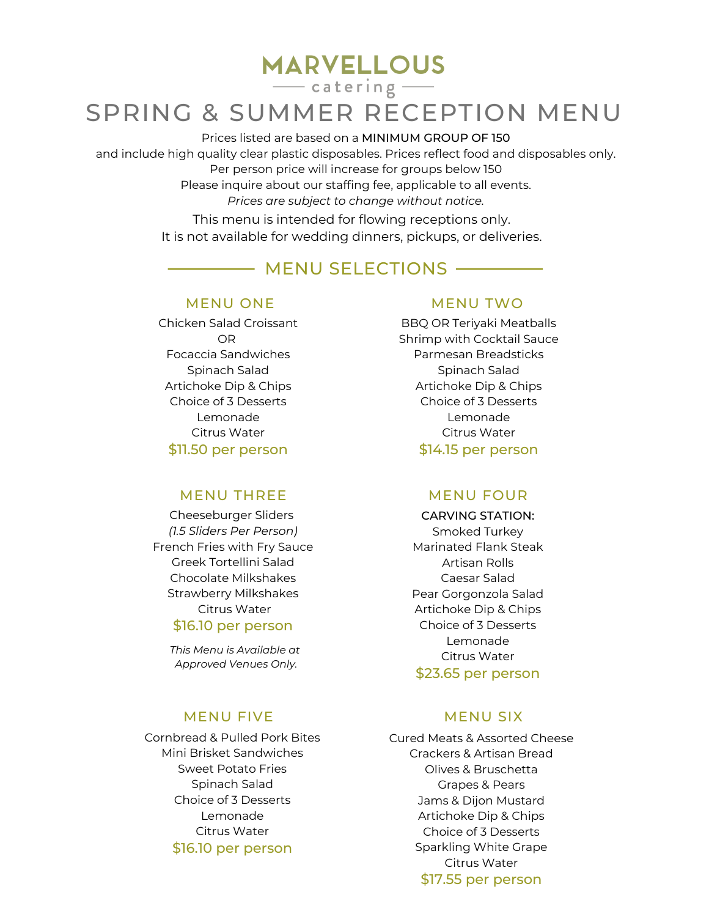# MARVELLOUS

catering

# SPRING & SUMMER RECEPTION MENU

Prices listed are based on a **MINIMUM GROUP OF 150**
and include high quality clear plastic disposables. Prices reflect food and disposables only.
Per person price will increase for groups below 150
Please inquire about our staffing fee, applicable to all events.
*Prices are subject to change without notice.*

This menu is intended for flowing receptions only.
It is not available for wedding dinners, pickups, or deliveries.

## MENU SELECTIONS

### MENU ONE

Chicken Salad Croissant
OR
Focaccia Sandwiches
Spinach Salad
Artichoke Dip & Chips
Choice of 3 Desserts
Lemonade
Citrus Water

**$11.50 per person**

### MENU TWO

BBQ OR Teriyaki Meatballs
Shrimp with Cocktail Sauce
Parmesan Breadsticks
Spinach Salad
Artichoke Dip & Chips
Choice of 3 Desserts
Lemonade
Citrus Water

**$14.15 per person**

### MENU THREE

Cheeseburger Sliders
*(1.5 Sliders Per Person)*
French Fries with Fry Sauce
Greek Tortellini Salad
Chocolate Milkshakes
Strawberry Milkshakes
Citrus Water

**$16.10 per person**

*This Menu is Available at Approved Venues Only.*

### MENU FOUR

**CARVING STATION:**
Smoked Turkey
Marinated Flank Steak
Artisan Rolls
Caesar Salad
Pear Gorgonzola Salad
Artichoke Dip & Chips
Choice of 3 Desserts
Lemonade
Citrus Water

**$23.65 per person**

### MENU FIVE

Cornbread & Pulled Pork Bites
Mini Brisket Sandwiches
Sweet Potato Fries
Spinach Salad
Choice of 3 Desserts
Lemonade
Citrus Water

**$16.10 per person**

### MENU SIX

Cured Meats & Assorted Cheese
Crackers & Artisan Bread
Olives & Bruschetta
Grapes & Pears
Jams & Dijon Mustard
Artichoke Dip & Chips
Choice of 3 Desserts
Sparkling White Grape
Citrus Water

**$17.55 per person**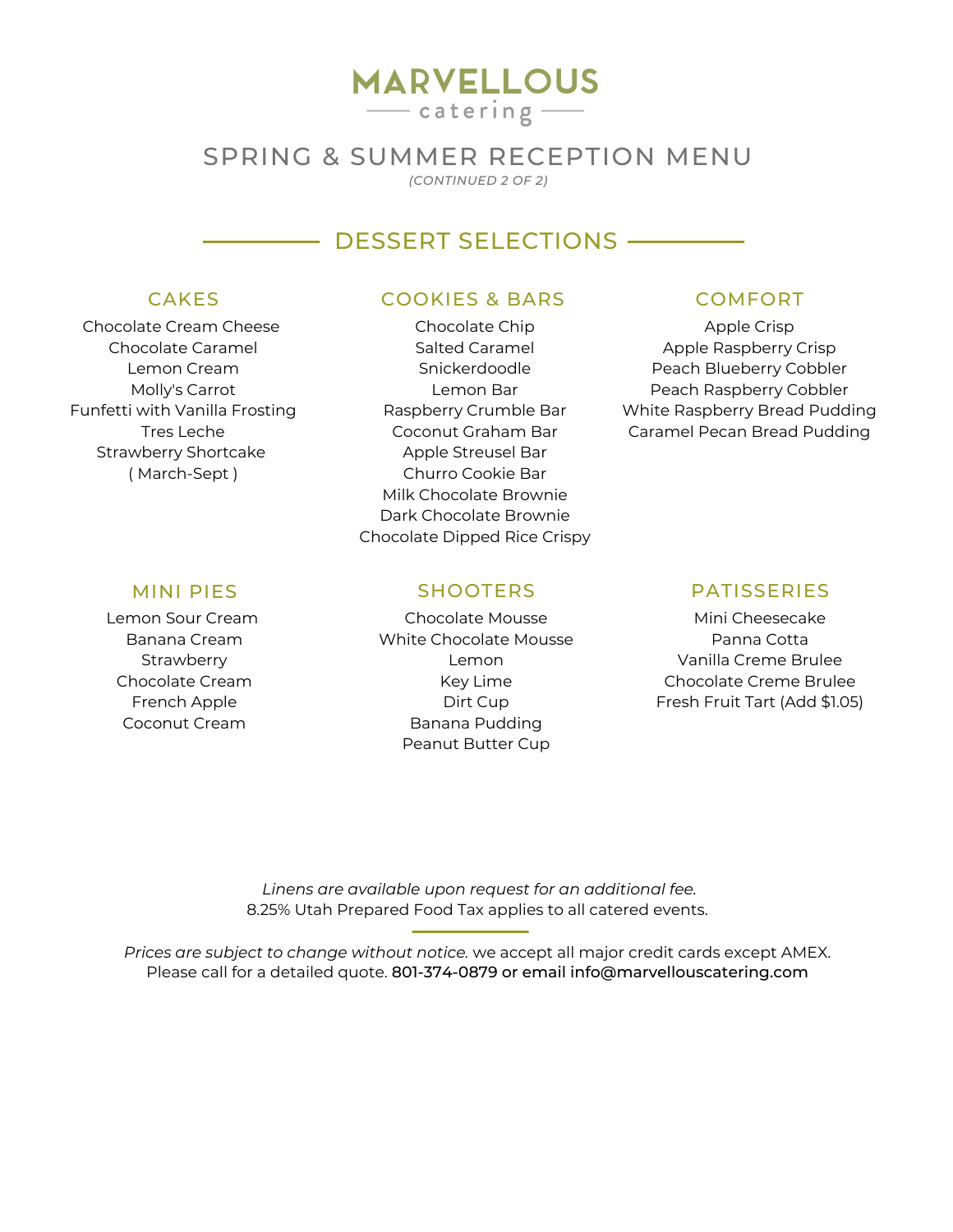# MARVELLOUS

catering

## SPRING & SUMMER RECEPTION MENU

*(CONTINUED 2 OF 2)*

## DESSERT SELECTIONS

### CAKES

Chocolate Cream Cheese
Chocolate Caramel
Lemon Cream
Molly's Carrot
Funfetti with Vanilla Frosting
Tres Leche
Strawberry Shortcake
( March-Sept )

### COOKIES & BARS

Chocolate Chip
Salted Caramel
Snickerdoodle
Lemon Bar
Raspberry Crumble Bar
Coconut Graham Bar
Apple Streusel Bar
Churro Cookie Bar
Milk Chocolate Brownie
Dark Chocolate Brownie
Chocolate Dipped Rice Crispy

### COMFORT

Apple Crisp
Apple Raspberry Crisp
Peach Blueberry Cobbler
Peach Raspberry Cobbler
White Raspberry Bread Pudding
Caramel Pecan Bread Pudding

### MINI PIES

Lemon Sour Cream
Banana Cream
Strawberry
Chocolate Cream
French Apple
Coconut Cream

### SHOOTERS

Chocolate Mousse
White Chocolate Mousse
Lemon
Key Lime
Dirt Cup
Banana Pudding
Peanut Butter Cup

### PATISSERIES

Mini Cheesecake
Panna Cotta
Vanilla Creme Brulee
Chocolate Creme Brulee
Fresh Fruit Tart (Add $1.05)

*Linens are available upon request for an additional fee.*
8.25% Utah Prepared Food Tax applies to all catered events.

*Prices are subject to change without notice.* we accept all major credit cards except AMEX.
Please call for a detailed quote. **801-374-0879 or email info@marvelluscatering.com**